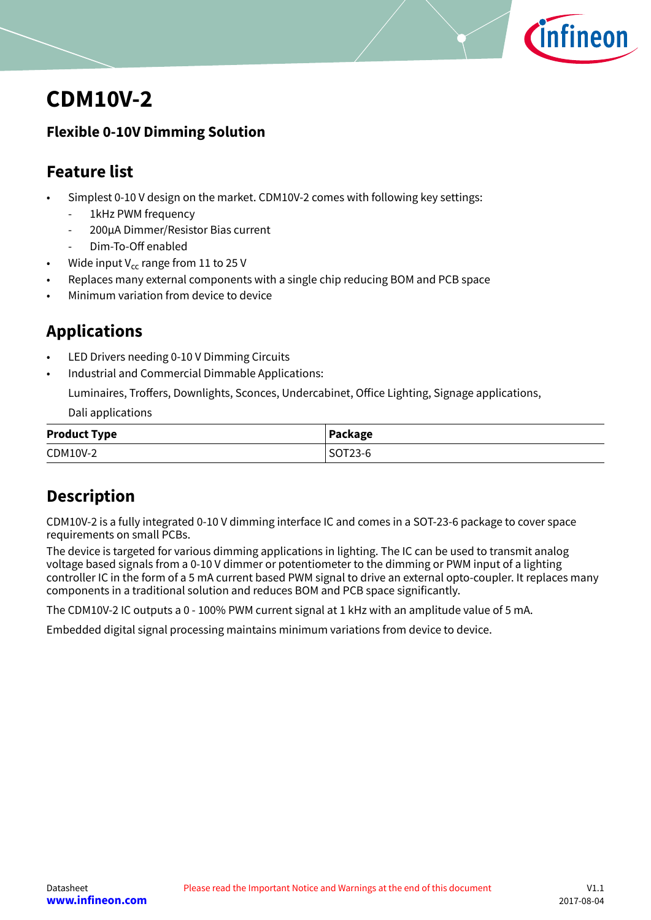# CDM10V-2

### Flexible 0-10V Dimming Solution

## Feature list

- Simplest 0-10 V design on the market. CDM10V-2 comes with following key settings:
  - 1kHz PWM frequency
  - 200µA Dimmer/Resistor Bias current
  - Dim-To-Off enabled
- Wide input $V_{cc}$ range from 11 to 25 V
- Replaces many external components with a single chip reducing BOM and PCB space
- Minimum variation from device to device

## Applications

- LED Drivers needing 0-10 V Dimming Circuits
- Industrial and Commercial Dimmable Applications:

  Luminaires, Troffers, Downlights, Sconces, Undercabinet, Office Lighting, Signage applications,

  Dali applications

| Product Type | Package |
|---|---|
| CDM10V-2 | SOT23-6 |

## Description

CDM10V-2 is a fully integrated 0-10 V dimming interface IC and comes in a SOT-23-6 package to cover space requirements on small PCBs.

The device is targeted for various dimming applications in lighting. The IC can be used to transmit analog voltage based signals from a 0-10 V dimmer or potentiometer to the dimming or PWM input of a lighting controller IC in the form of a 5 mA current based PWM signal to drive an external opto-coupler. It replaces many components in a traditional solution and reduces BOM and PCB space significantly.

The CDM10V-2 IC outputs a 0 - 100% PWM current signal at 1 kHz with an amplitude value of 5 mA.

Embedded digital signal processing maintains minimum variations from device to device.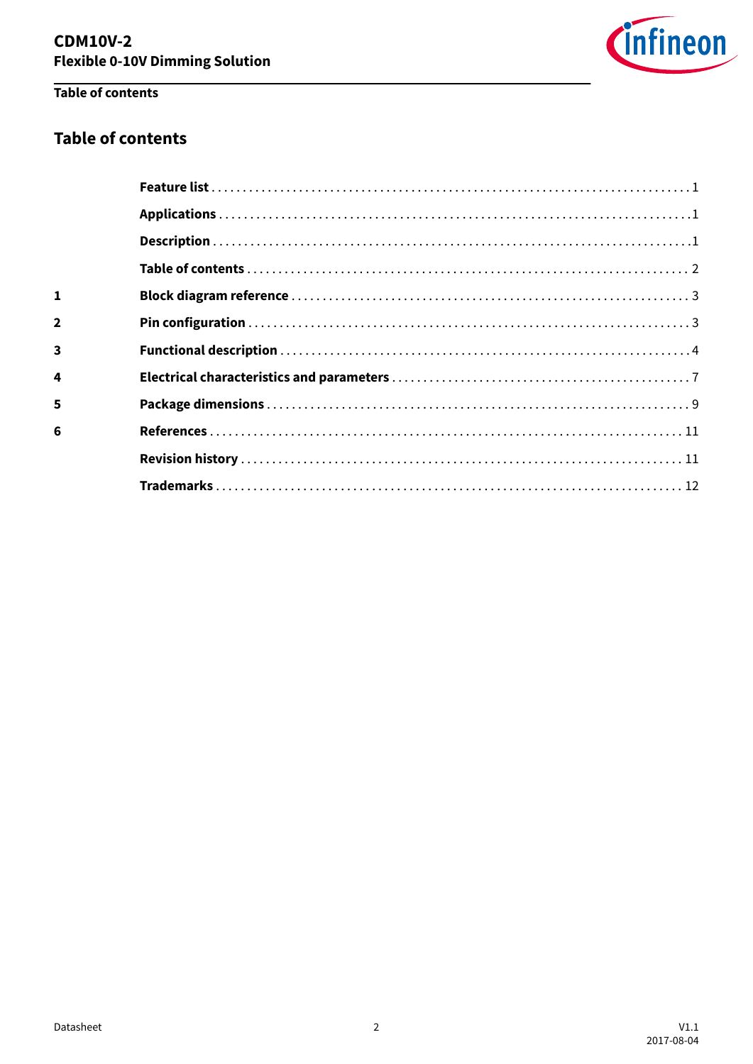# Table of contents

| | | |
|---|---|---|
| | **Feature list** | 1 |
| | **Applications** | 1 |
| | **Description** | 1 |
| | **Table of contents** | 2 |
| **1** | **Block diagram reference** | 3 |
| **2** | **Pin configuration** | 3 |
| **3** | **Functional description** | 4 |
| **4** | **Electrical characteristics and parameters** | 7 |
| **5** | **Package dimensions** | 9 |
| **6** | **References** | 11 |
| | **Revision history** | 11 |
| | **Trademarks** | 12 |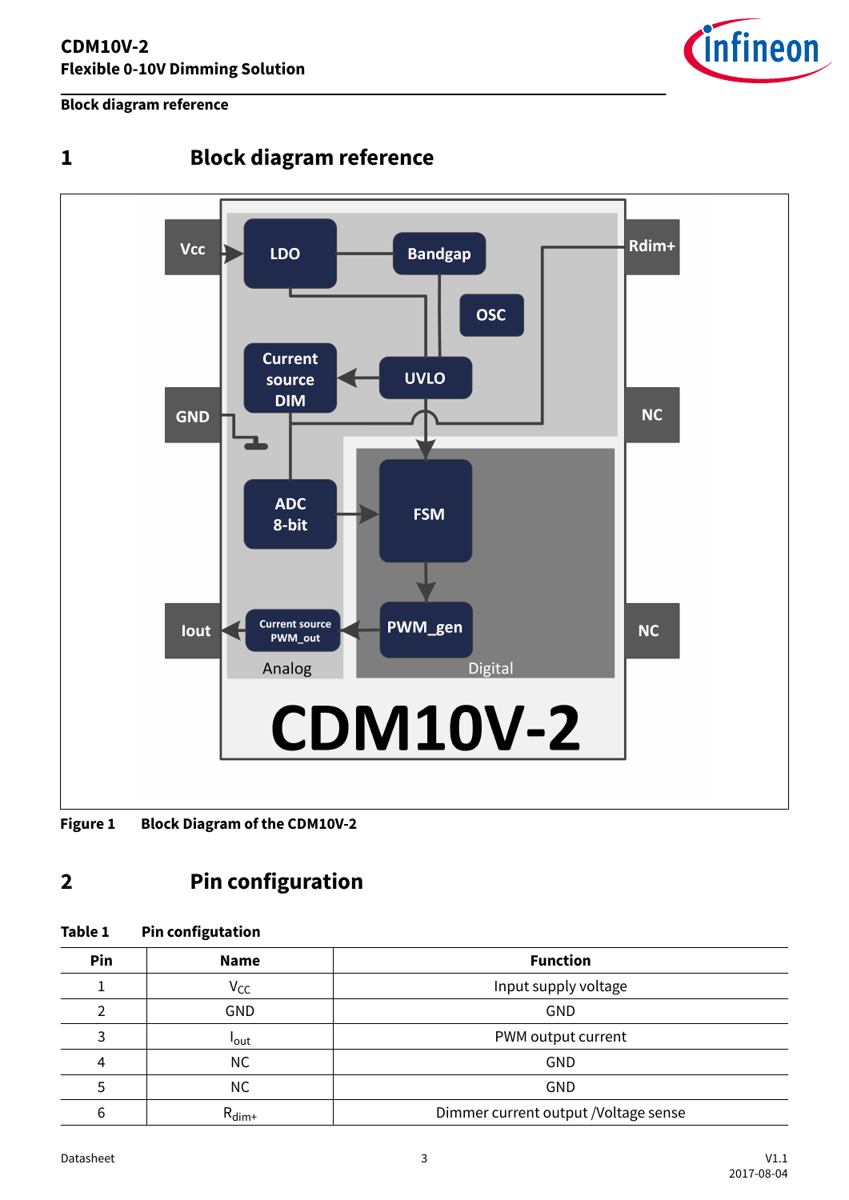# 1 Block diagram reference

Figure 1 Block Diagram of the CDM10V-2

# 2 Pin configuration

Table 1 Pin configutation

| Pin | Name | Function |
|---|---|---|
| 1 | $V_{CC}$ | Input supply voltage |
| 2 | GND | GND |
| 3 | $I_{out}$ | PWM output current |
| 4 | NC | GND |
| 5 | NC | GND |
| 6 | $R_{dim+}$ | Dimmer current output /Voltage sense |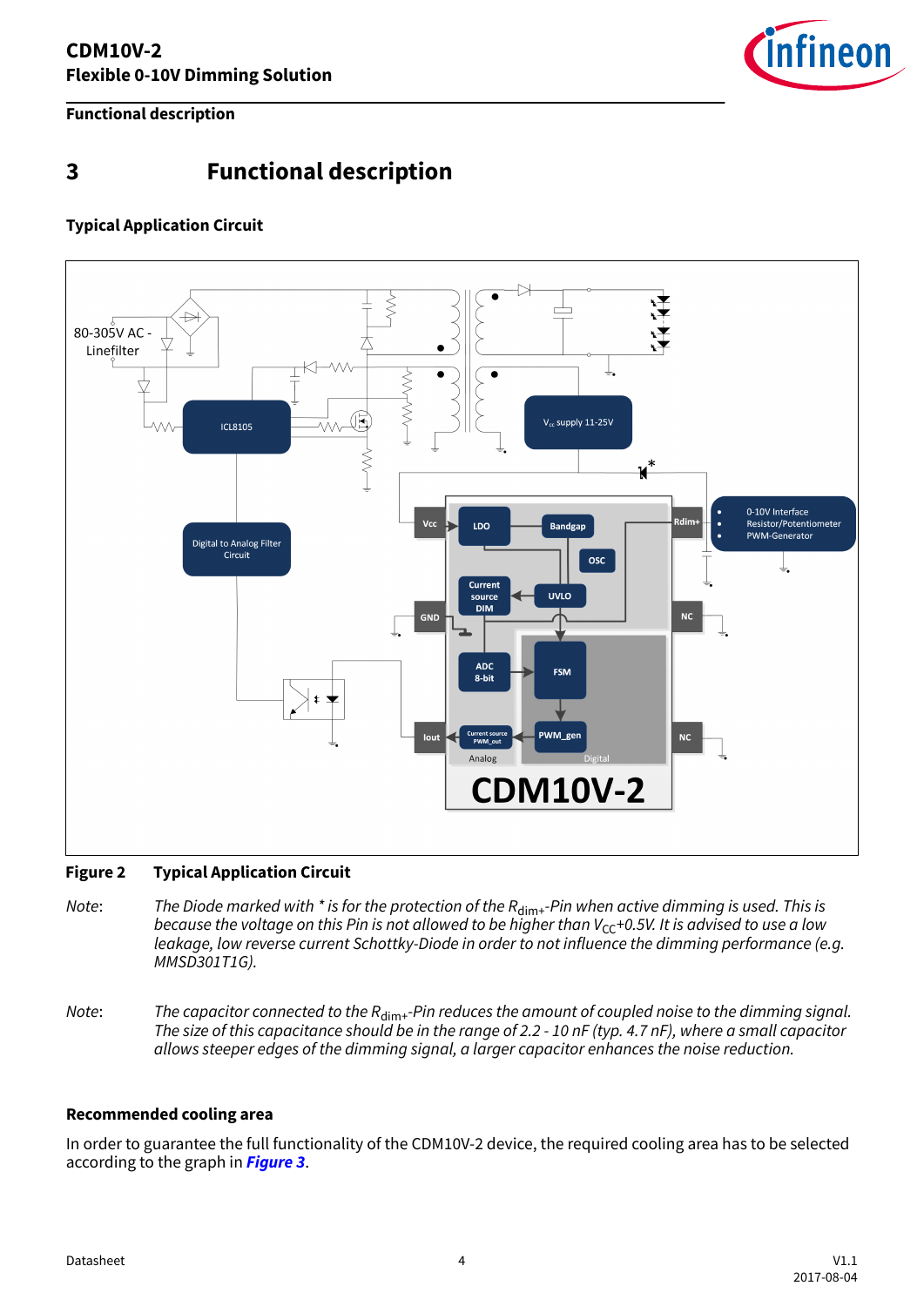# 3 Functional description

### Typical Application Circuit

**Figure 2 Typical Application Circuit**

*Note:* *The Diode marked with * is for the protection of the $R_{dim+}$-Pin when active dimming is used. This is because the voltage on this Pin is not allowed to be higher than $V_{CC}$+0.5V. It is advised to use a low leakage, low reverse current Schottky-Diode in order to not influence the dimming performance (e.g. MMSD301T1G).*

*Note:* *The capacitor connected to the $R_{dim+}$-Pin reduces the amount of coupled noise to the dimming signal. The size of this capacitance should be in the range of 2.2 - 10 nF (typ. 4.7 nF), where a small capacitor allows steeper edges of the dimming signal, a larger capacitor enhances the noise reduction.*

### Recommended cooling area

In order to guarantee the full functionality of the CDM10V-2 device, the required cooling area has to be selected according to the graph in ***Figure 3***.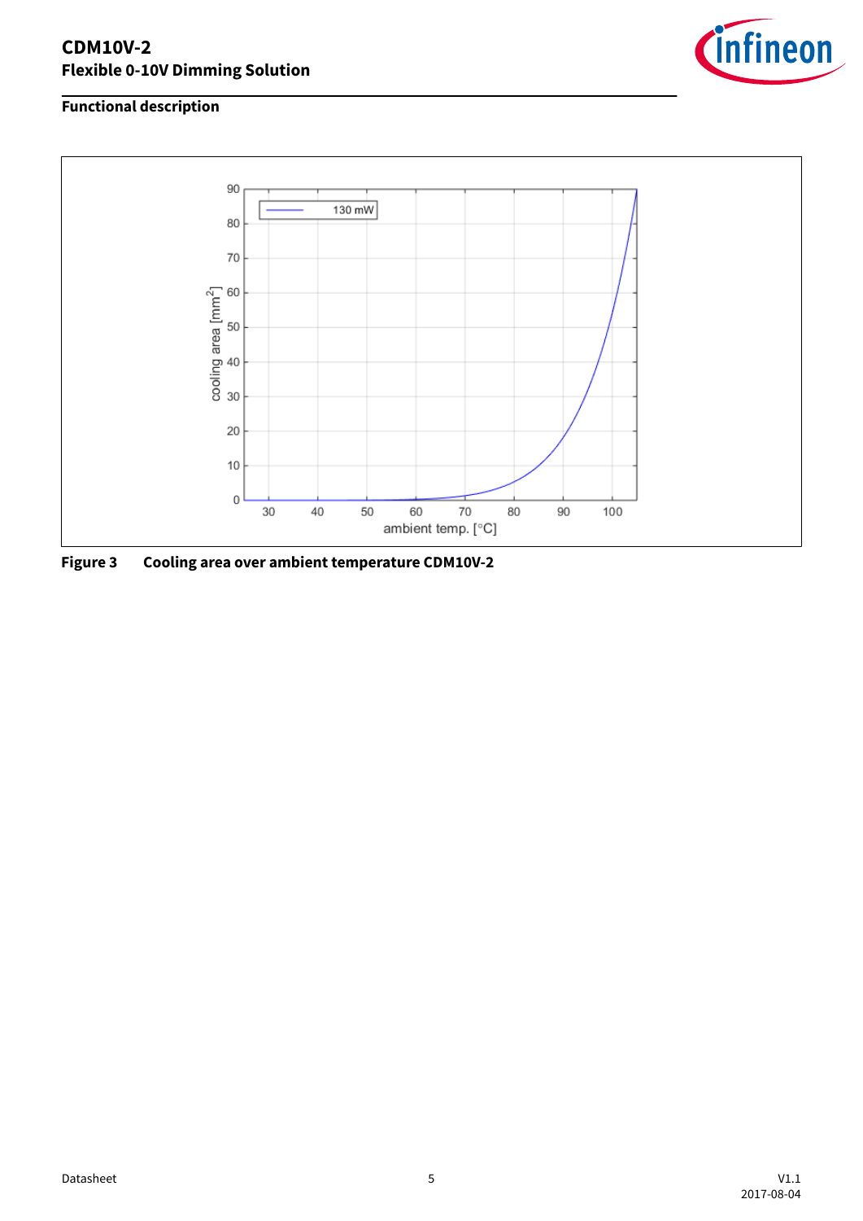## Functional description

Figure 3 Cooling area over ambient temperature CDM10V-2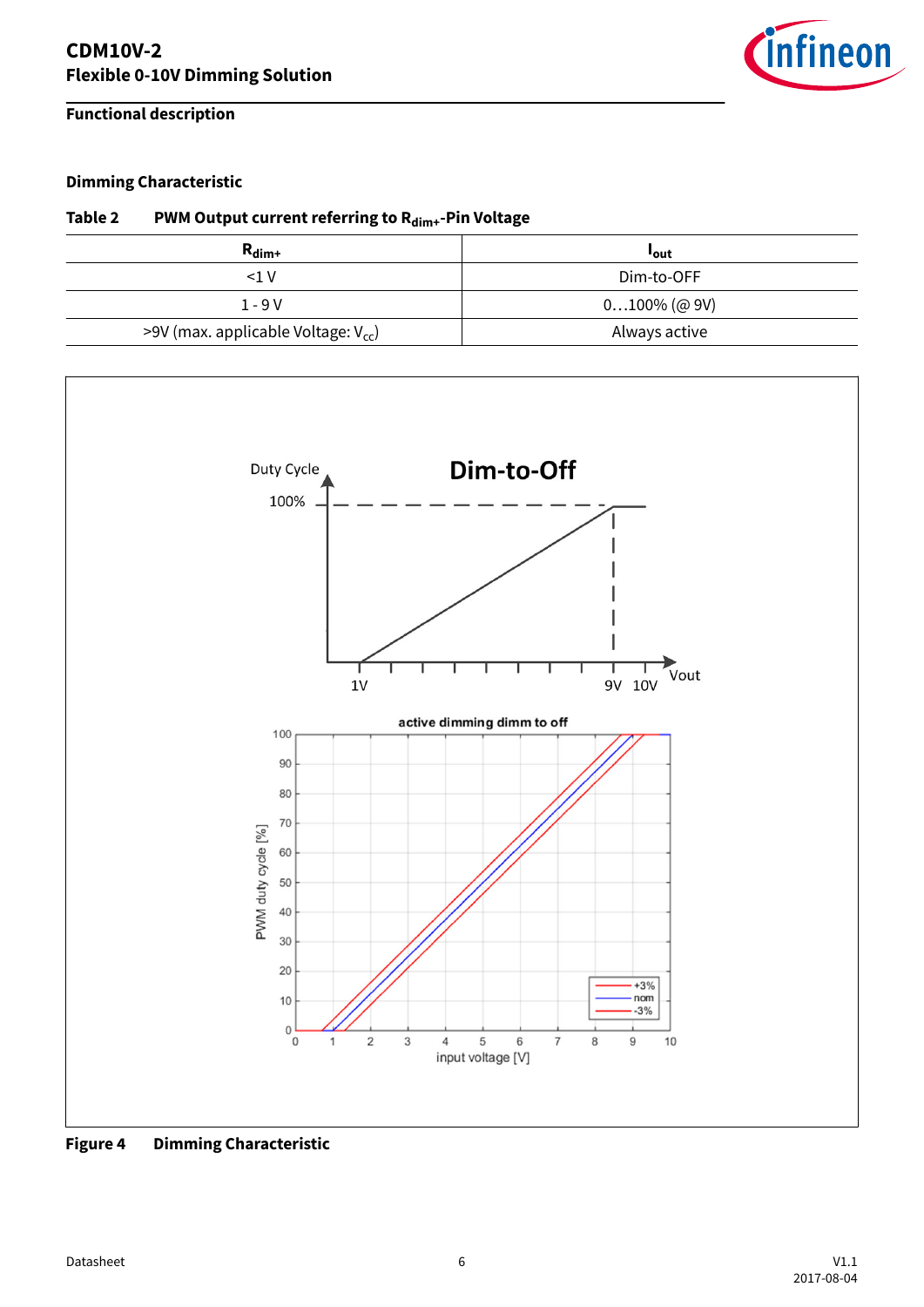## Dimming Characteristic

**Table 2 PWM Output current referring to $R_{dim+}$-Pin Voltage**

| $R_{dim+}$ | $I_{out}$ |
|---|---|
| <1 V | Dim-to-OFF |
| 1 - 9 V | 0…100% (@ 9V) |
| >9V (max. applicable Voltage: $V_{cc}$) | Always active |

**Figure 4 Dimming Characteristic**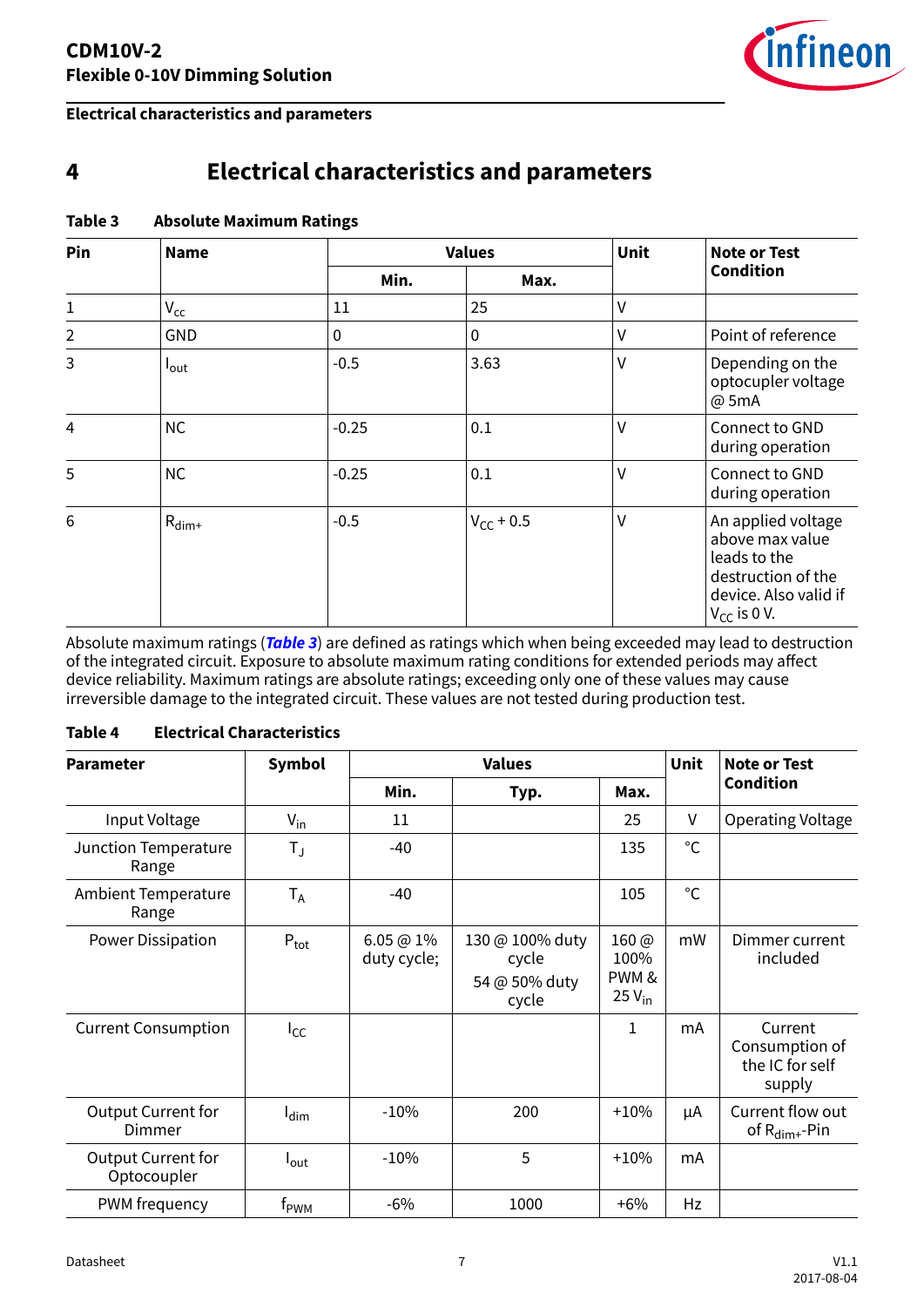# 4 Electrical characteristics and parameters

**Table 3 Absolute Maximum Ratings**

| Pin | Name | Values | | Unit | Note or Test Condition |
|---|---|---|---|---|---|
| | | Min. | Max. | | |
| 1 | $V_{cc}$ | 11 | 25 | V | |
| 2 | GND | 0 | 0 | V | Point of reference |
| 3 | $I_{out}$ | -0.5 | 3.63 | V | Depending on the optocupler voltage @ 5mA |
| 4 | NC | -0.25 | 0.1 | V | Connect to GND during operation |
| 5 | NC | -0.25 | 0.1 | V | Connect to GND during operation |
| 6 | $R_{dim+}$ | -0.5 | $V_{CC}$ + 0.5 | V | An applied voltage above max value leads to the destruction of the device. Also valid if $V_{CC}$ is 0 V. |

Absolute maximum ratings (***Table 3***) are defined as ratings which when being exceeded may lead to destruction of the integrated circuit. Exposure to absolute maximum rating conditions for extended periods may affect device reliability. Maximum ratings are absolute ratings; exceeding only one of these values may cause irreversible damage to the integrated circuit. These values are not tested during production test.

**Table 4 Electrical Characteristics**

| Parameter | Symbol | Values | | | Unit | Note or Test Condition |
|---|---|---|---|---|---|---|
| | | Min. | Typ. | Max. | | |
| Input Voltage | $V_{in}$ | 11 | | 25 | V | Operating Voltage |
| Junction Temperature Range | $T_J$ | -40 | | 135 | °C | |
| Ambient Temperature Range | $T_A$ | -40 | | 105 | °C | |
| Power Dissipation | $P_{tot}$ | 6.05 @ 1% duty cycle; | 130 @ 100% duty cycle<br>54 @ 50% duty cycle | 160 @ 100% PWM & 25 $V_{in}$ | mW | Dimmer current included |
| Current Consumption | $I_{CC}$ | | | 1 | mA | Current Consumption of the IC for self supply |
| Output Current for Dimmer | $I_{dim}$ | -10% | 200 | +10% | µA | Current flow out of $R_{dim+}$-Pin |
| Output Current for Optocoupler | $I_{out}$ | -10% | 5 | +10% | mA | |
| PWM frequency | $f_{PWM}$ | -6% | 1000 | +6% | Hz | |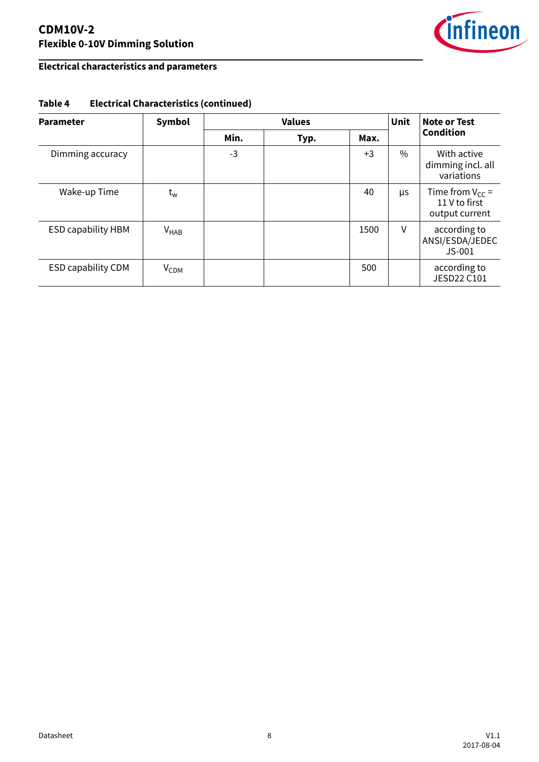## Electrical characteristics and parameters

**Table 4 Electrical Characteristics (continued)**

| Parameter | Symbol | Values | | | Unit | Note or Test Condition |
|---|---|---|---|---|---|---|
| | | Min. | Typ. | Max. | | |
| Dimming accuracy | | -3 | | +3 | % | With active dimming incl. all variations |
| Wake-up Time | $t_w$ | | | 40 | µs | Time from $V_{CC}$ = 11 V to first output current |
| ESD capability HBM | $V_{HAB}$ | | | 1500 | V | according to ANSI/ESDA/JEDEC JS-001 |
| ESD capability CDM | $V_{CDM}$ | | | 500 | | according to JESD22 C101 |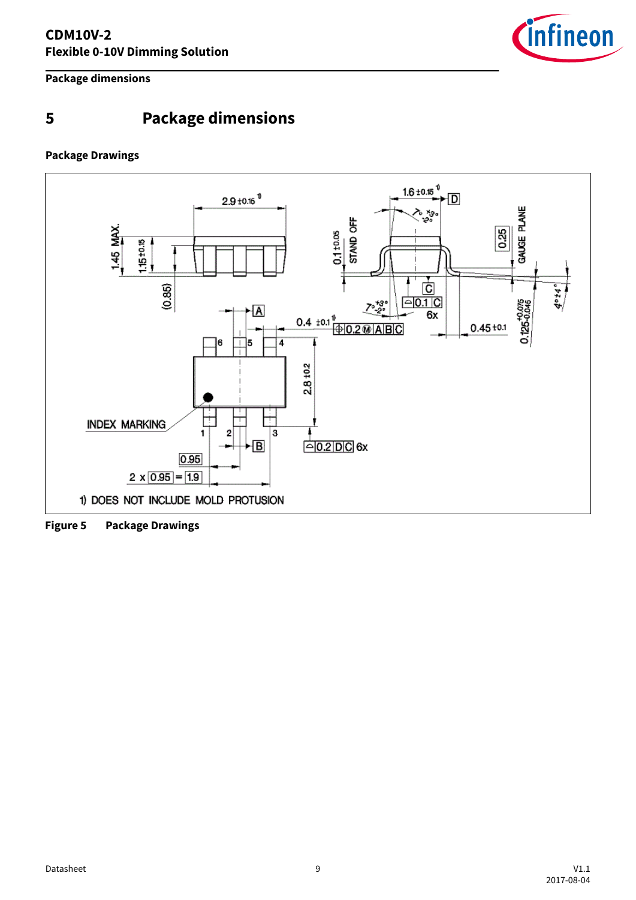# 5 Package dimensions

**Package Drawings**

2.9 ±0.15 [1)]

1.45 MAX.

1.15 ±0.15

(0.85)

1.6 ±0.15 [1)]

D

7° +3° -2°

0.1 ±0.05 STAND OFF

0.25

GAUGE PLANE

C

0.1 C

6x

7° +3° -2°

0.45 ±0.1

0.125 +0.075 -0.045

4° ±4°

A

0.4 ±0.1 [1)]

0.2 M A B C

6 5 4

2.8 ±0.2

INDEX MARKING

1 2 3

B

0.2 D C 6x

0.95

2 x 0.95 = 1.9

1) DOES NOT INCLUDE MOLD PROTUSION

**Figure 5 Package Drawings**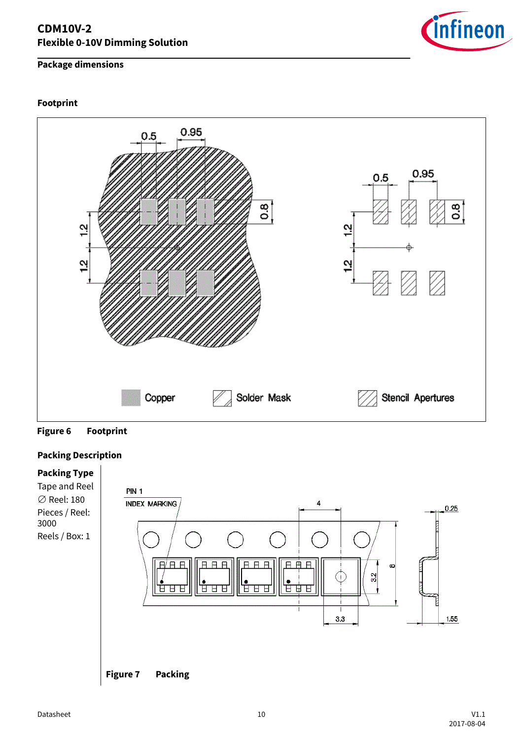## Package dimensions

### Footprint

**Figure 6** Footprint

### Packing Description

**Packing Type**

Tape and Reel

∅ Reel: 180

Pieces / Reel: 3000

Reels / Box: 1

**Figure 7** Packing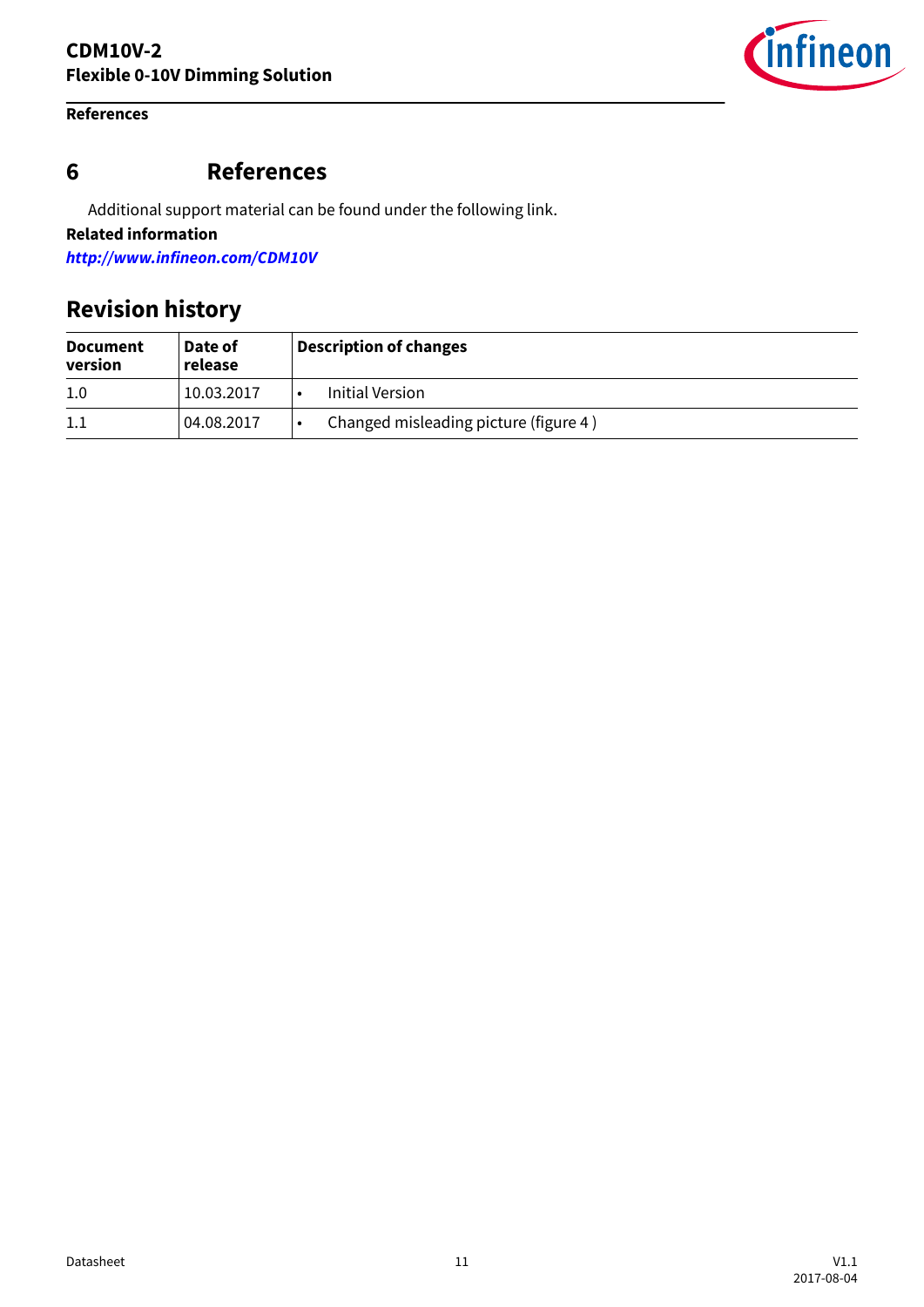# 6 References

Additional support material can be found under the following link.

**Related information**

***http://www.infineon.com/CDM10V***

## Revision history

| Document version | Date of release | Description of changes |
|---|---|---|
| 1.0 | 10.03.2017 | • Initial Version |
| 1.1 | 04.08.2017 | • Changed misleading picture (figure 4 ) |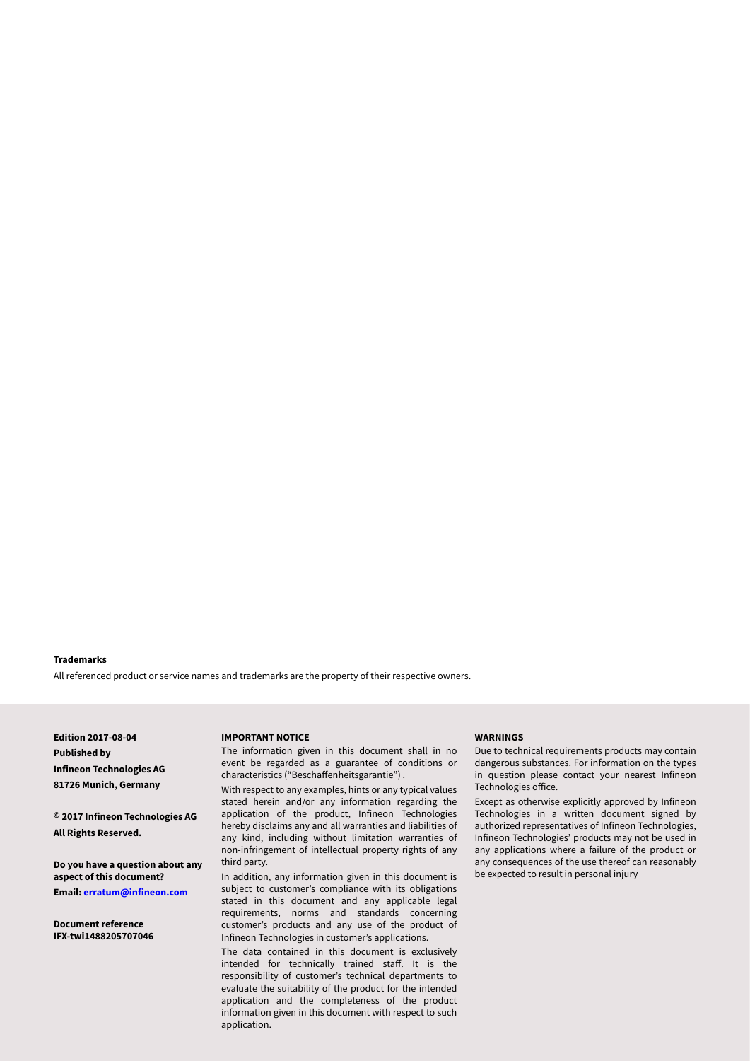**Trademarks**

All referenced product or service names and trademarks are the property of their respective owners.

**Edition 2017-08-04**
**Published by**
**Infineon Technologies AG**
**81726 Munich, Germany**

**© 2017 Infineon Technologies AG**
**All Rights Reserved.**

**Do you have a question about any aspect of this document?**
**Email: erratum@infineon.com**

**Document reference**
**IFX-twi1488205707046**

**IMPORTANT NOTICE**

The information given in this document shall in no event be regarded as a guarantee of conditions or characteristics ("Beschaffenheitsgarantie") .

With respect to any examples, hints or any typical values stated herein and/or any information regarding the application of the product, Infineon Technologies hereby disclaims any and all warranties and liabilities of any kind, including without limitation warranties of non-infringement of intellectual property rights of any third party.

In addition, any information given in this document is subject to customer's compliance with its obligations stated in this document and any applicable legal requirements, norms and standards concerning customer's products and any use of the product of Infineon Technologies in customer's applications.

The data contained in this document is exclusively intended for technically trained staff. It is the responsibility of customer's technical departments to evaluate the suitability of the product for the intended application and the completeness of the product information given in this document with respect to such application.

**WARNINGS**

Due to technical requirements products may contain dangerous substances. For information on the types in question please contact your nearest Infineon Technologies office.

Except as otherwise explicitly approved by Infineon Technologies in a written document signed by authorized representatives of Infineon Technologies, Infineon Technologies' products may not be used in any applications where a failure of the product or any consequences of the use thereof can reasonably be expected to result in personal injury